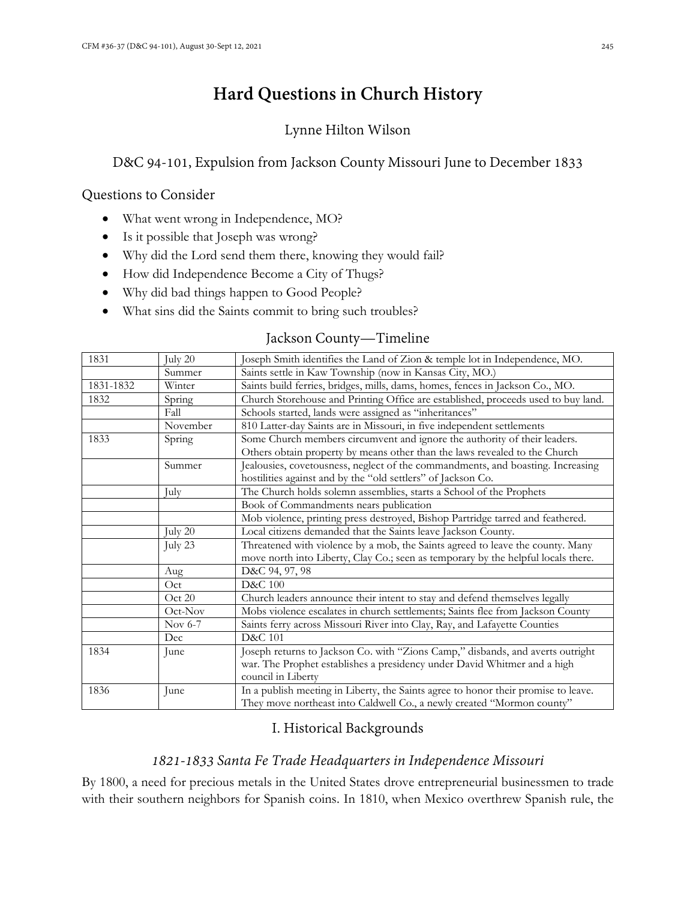# Hard Questions in Church History

Lynne Hilton Wilson

## D&C 94-101, Expulsion from Jackson County Missouri June to December 1833

### Questions to Consider

- What went wrong in Independence, MO?
- Is it possible that Joseph was wrong?
- Why did the Lord send them there, knowing they would fail?
- How did Independence Become a City of Thugs?
- Why did bad things happen to Good People?
- What sins did the Saints commit to bring such troubles?

### Jackson County—Timeline

| | | |
|---|---|---|
| 1831 | July 20 | Joseph Smith identifies the Land of Zion & temple lot in Independence, MO. |
| | Summer | Saints settle in Kaw Township (now in Kansas City, MO.) |
| 1831-1832 | Winter | Saints build ferries, bridges, mills, dams, homes, fences in Jackson Co., MO. |
| 1832 | Spring | Church Storehouse and Printing Office are established, proceeds used to buy land. |
| | Fall | Schools started, lands were assigned as "inheritances" |
| | November | 810 Latter-day Saints are in Missouri, in five independent settlements |
| 1833 | Spring | Some Church members circumvent and ignore the authority of their leaders. Others obtain property by means other than the laws revealed to the Church |
| | Summer | Jealousies, covetousness, neglect of the commandments, and boasting. Increasing hostilities against and by the "old settlers" of Jackson Co. |
| | July | The Church holds solemn assemblies, starts a School of the Prophets |
| | | Book of Commandments nears publication |
| | | Mob violence, printing press destroyed, Bishop Partridge tarred and feathered. |
| | July 20 | Local citizens demanded that the Saints leave Jackson County. |
| | July 23 | Threatened with violence by a mob, the Saints agreed to leave the county. Many move north into Liberty, Clay Co.; seen as temporary by the helpful locals there. |
| | Aug | D&C 94, 97, 98 |
| | Oct | D&C 100 |
| | Oct 20 | Church leaders announce their intent to stay and defend themselves legally |
| | Oct-Nov | Mobs violence escalates in church settlements; Saints flee from Jackson County |
| | Nov 6-7 | Saints ferry across Missouri River into Clay, Ray, and Lafayette Counties |
| | Dec | D&C 101 |
| 1834 | June | Joseph returns to Jackson Co. with "Zions Camp," disbands, and averts outright war. The Prophet establishes a presidency under David Whitmer and a high council in Liberty |
| 1836 | June | In a publish meeting in Liberty, the Saints agree to honor their promise to leave. They move northeast into Caldwell Co., a newly created "Mormon county" |

## I. Historical Backgrounds

### *1821-1833 Santa Fe Trade Headquarters in Independence Missouri*

By 1800, a need for precious metals in the United States drove entrepreneurial businessmen to trade with their southern neighbors for Spanish coins. In 1810, when Mexico overthrew Spanish rule, the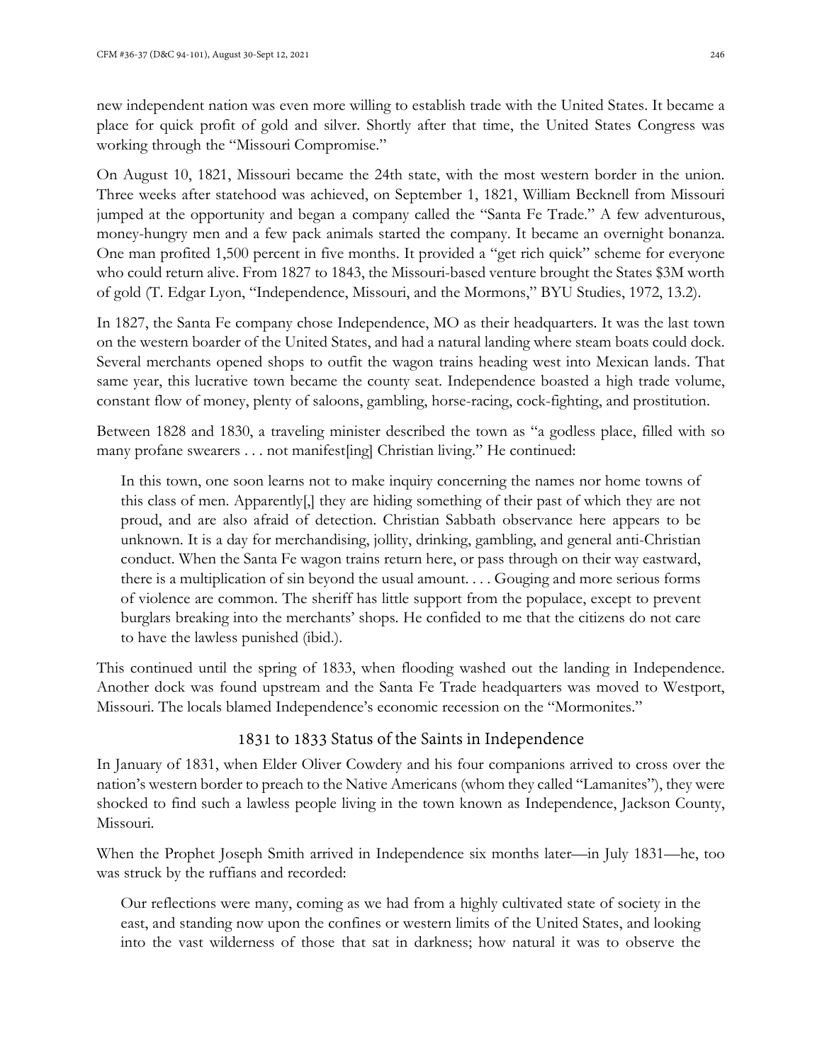new independent nation was even more willing to establish trade with the United States. It became a place for quick profit of gold and silver. Shortly after that time, the United States Congress was working through the "Missouri Compromise."

On August 10, 1821, Missouri became the 24th state, with the most western border in the union. Three weeks after statehood was achieved, on September 1, 1821, William Becknell from Missouri jumped at the opportunity and began a company called the "Santa Fe Trade." A few adventurous, money-hungry men and a few pack animals started the company. It became an overnight bonanza. One man profited 1,500 percent in five months. It provided a "get rich quick" scheme for everyone who could return alive. From 1827 to 1843, the Missouri-based venture brought the States $3M worth of gold (T. Edgar Lyon, "Independence, Missouri, and the Mormons," BYU Studies, 1972, 13.2).

In 1827, the Santa Fe company chose Independence, MO as their headquarters. It was the last town on the western boarder of the United States, and had a natural landing where steam boats could dock. Several merchants opened shops to outfit the wagon trains heading west into Mexican lands. That same year, this lucrative town became the county seat. Independence boasted a high trade volume, constant flow of money, plenty of saloons, gambling, horse-racing, cock-fighting, and prostitution.

Between 1828 and 1830, a traveling minister described the town as "a godless place, filled with so many profane swearers . . . not manifest[ing] Christian living." He continued:

> In this town, one soon learns not to make inquiry concerning the names nor home towns of this class of men. Apparently[,] they are hiding something of their past of which they are not proud, and are also afraid of detection. Christian Sabbath observance here appears to be unknown. It is a day for merchandising, jollity, drinking, gambling, and general anti-Christian conduct. When the Santa Fe wagon trains return here, or pass through on their way eastward, there is a multiplication of sin beyond the usual amount. . . . Gouging and more serious forms of violence are common. The sheriff has little support from the populace, except to prevent burglars breaking into the merchants' shops. He confided to me that the citizens do not care to have the lawless punished (ibid.).

This continued until the spring of 1833, when flooding washed out the landing in Independence. Another dock was found upstream and the Santa Fe Trade headquarters was moved to Westport, Missouri. The locals blamed Independence's economic recession on the "Mormonites."

## 1831 to 1833 Status of the Saints in Independence

In January of 1831, when Elder Oliver Cowdery and his four companions arrived to cross over the nation's western border to preach to the Native Americans (whom they called "Lamanites"), they were shocked to find such a lawless people living in the town known as Independence, Jackson County, Missouri.

When the Prophet Joseph Smith arrived in Independence six months later—in July 1831—he, too was struck by the ruffians and recorded:

> Our reflections were many, coming as we had from a highly cultivated state of society in the east, and standing now upon the confines or western limits of the United States, and looking into the vast wilderness of those that sat in darkness; how natural it was to observe the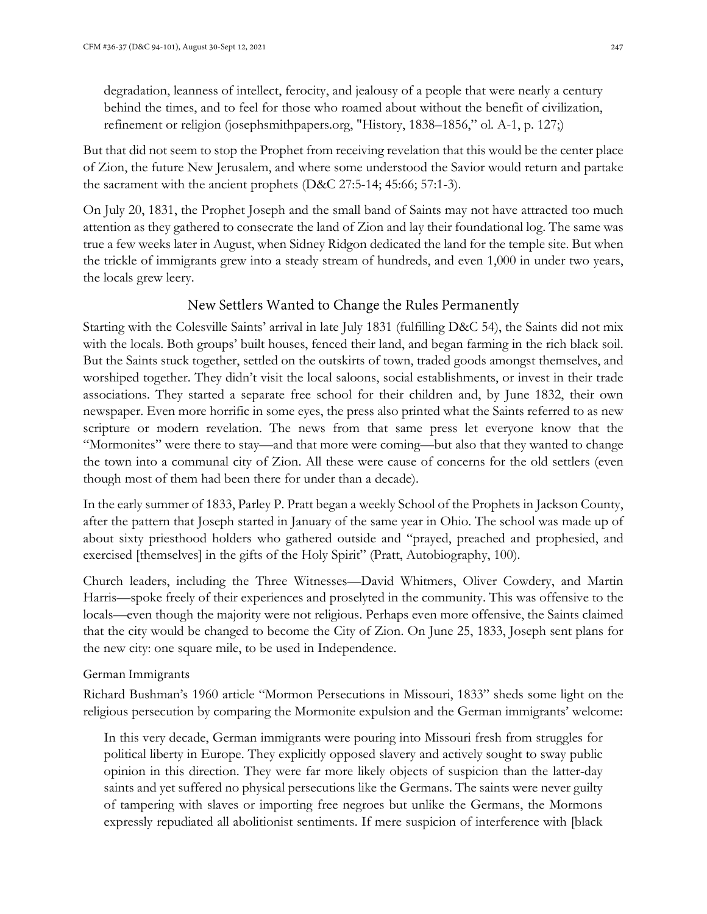> degradation, leanness of intellect, ferocity, and jealousy of a people that were nearly a century behind the times, and to feel for those who roamed about without the benefit of civilization, refinement or religion (josephsmithpapers.org, "History, 1838–1856," ol. A-1, p. 127;)

But that did not seem to stop the Prophet from receiving revelation that this would be the center place of Zion, the future New Jerusalem, and where some understood the Savior would return and partake the sacrament with the ancient prophets (D&C 27:5-14; 45:66; 57:1-3).

On July 20, 1831, the Prophet Joseph and the small band of Saints may not have attracted too much attention as they gathered to consecrate the land of Zion and lay their foundational log. The same was true a few weeks later in August, when Sidney Ridgon dedicated the land for the temple site. But when the trickle of immigrants grew into a steady stream of hundreds, and even 1,000 in under two years, the locals grew leery.

## New Settlers Wanted to Change the Rules Permanently

Starting with the Colesville Saints' arrival in late July 1831 (fulfilling D&C 54), the Saints did not mix with the locals. Both groups' built houses, fenced their land, and began farming in the rich black soil. But the Saints stuck together, settled on the outskirts of town, traded goods amongst themselves, and worshiped together. They didn't visit the local saloons, social establishments, or invest in their trade associations. They started a separate free school for their children and, by June 1832, their own newspaper. Even more horrific in some eyes, the press also printed what the Saints referred to as new scripture or modern revelation. The news from that same press let everyone know that the "Mormonites" were there to stay—and that more were coming—but also that they wanted to change the town into a communal city of Zion. All these were cause of concerns for the old settlers (even though most of them had been there for under than a decade).

In the early summer of 1833, Parley P. Pratt began a weekly School of the Prophets in Jackson County, after the pattern that Joseph started in January of the same year in Ohio. The school was made up of about sixty priesthood holders who gathered outside and "prayed, preached and prophesied, and exercised [themselves] in the gifts of the Holy Spirit" (Pratt, Autobiography, 100).

Church leaders, including the Three Witnesses—David Whitmers, Oliver Cowdery, and Martin Harris—spoke freely of their experiences and proselyted in the community. This was offensive to the locals—even though the majority were not religious. Perhaps even more offensive, the Saints claimed that the city would be changed to become the City of Zion. On June 25, 1833, Joseph sent plans for the new city: one square mile, to be used in Independence.

### German Immigrants

Richard Bushman's 1960 article "Mormon Persecutions in Missouri, 1833" sheds some light on the religious persecution by comparing the Mormonite expulsion and the German immigrants' welcome:

> In this very decade, German immigrants were pouring into Missouri fresh from struggles for political liberty in Europe. They explicitly opposed slavery and actively sought to sway public opinion in this direction. They were far more likely objects of suspicion than the latter-day saints and yet suffered no physical persecutions like the Germans. The saints were never guilty of tampering with slaves or importing free negroes but unlike the Germans, the Mormons expressly repudiated all abolitionist sentiments. If mere suspicion of interference with [black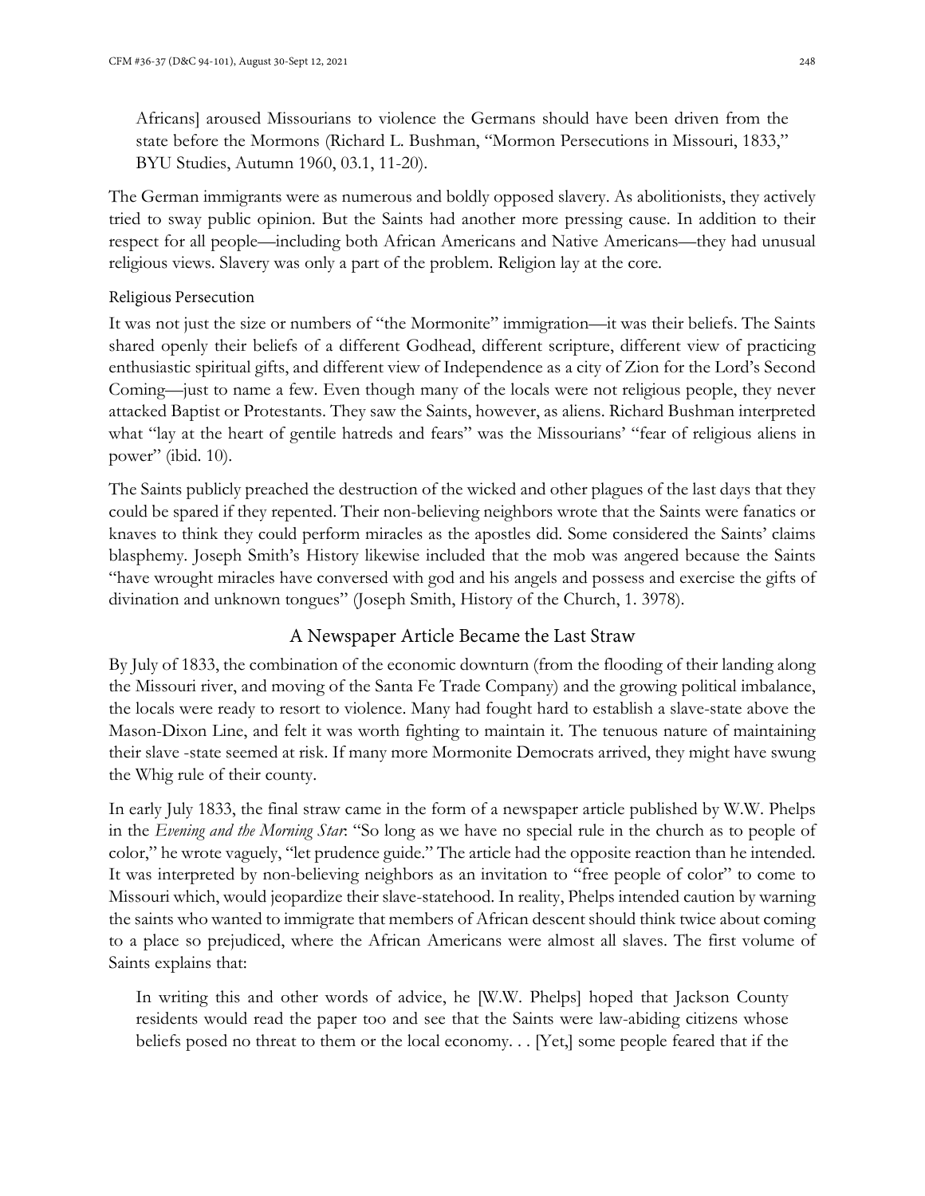> Africans] aroused Missourians to violence the Germans should have been driven from the state before the Mormons (Richard L. Bushman, "Mormon Persecutions in Missouri, 1833," BYU Studies, Autumn 1960, 03.1, 11-20).

The German immigrants were as numerous and boldly opposed slavery. As abolitionists, they actively tried to sway public opinion. But the Saints had another more pressing cause. In addition to their respect for all people—including both African Americans and Native Americans—they had unusual religious views. Slavery was only a part of the problem. Religion lay at the core.

### Religious Persecution

It was not just the size or numbers of "the Mormonite" immigration—it was their beliefs. The Saints shared openly their beliefs of a different Godhead, different scripture, different view of practicing enthusiastic spiritual gifts, and different view of Independence as a city of Zion for the Lord's Second Coming—just to name a few. Even though many of the locals were not religious people, they never attacked Baptist or Protestants. They saw the Saints, however, as aliens. Richard Bushman interpreted what "lay at the heart of gentile hatreds and fears" was the Missourians' "fear of religious aliens in power" (ibid. 10).

The Saints publicly preached the destruction of the wicked and other plagues of the last days that they could be spared if they repented. Their non-believing neighbors wrote that the Saints were fanatics or knaves to think they could perform miracles as the apostles did. Some considered the Saints' claims blasphemy. Joseph Smith's History likewise included that the mob was angered because the Saints "have wrought miracles have conversed with god and his angels and possess and exercise the gifts of divination and unknown tongues" (Joseph Smith, History of the Church, 1. 3978).

## A Newspaper Article Became the Last Straw

By July of 1833, the combination of the economic downturn (from the flooding of their landing along the Missouri river, and moving of the Santa Fe Trade Company) and the growing political imbalance, the locals were ready to resort to violence. Many had fought hard to establish a slave-state above the Mason-Dixon Line, and felt it was worth fighting to maintain it. The tenuous nature of maintaining their slave -state seemed at risk. If many more Mormonite Democrats arrived, they might have swung the Whig rule of their county.

In early July 1833, the final straw came in the form of a newspaper article published by W.W. Phelps in the *Evening and the Morning Star*: "So long as we have no special rule in the church as to people of color," he wrote vaguely, "let prudence guide." The article had the opposite reaction than he intended. It was interpreted by non-believing neighbors as an invitation to "free people of color" to come to Missouri which, would jeopardize their slave-statehood. In reality, Phelps intended caution by warning the saints who wanted to immigrate that members of African descent should think twice about coming to a place so prejudiced, where the African Americans were almost all slaves. The first volume of Saints explains that:

> In writing this and other words of advice, he [W.W. Phelps] hoped that Jackson County residents would read the paper too and see that the Saints were law-abiding citizens whose beliefs posed no threat to them or the local economy. . . [Yet,] some people feared that if the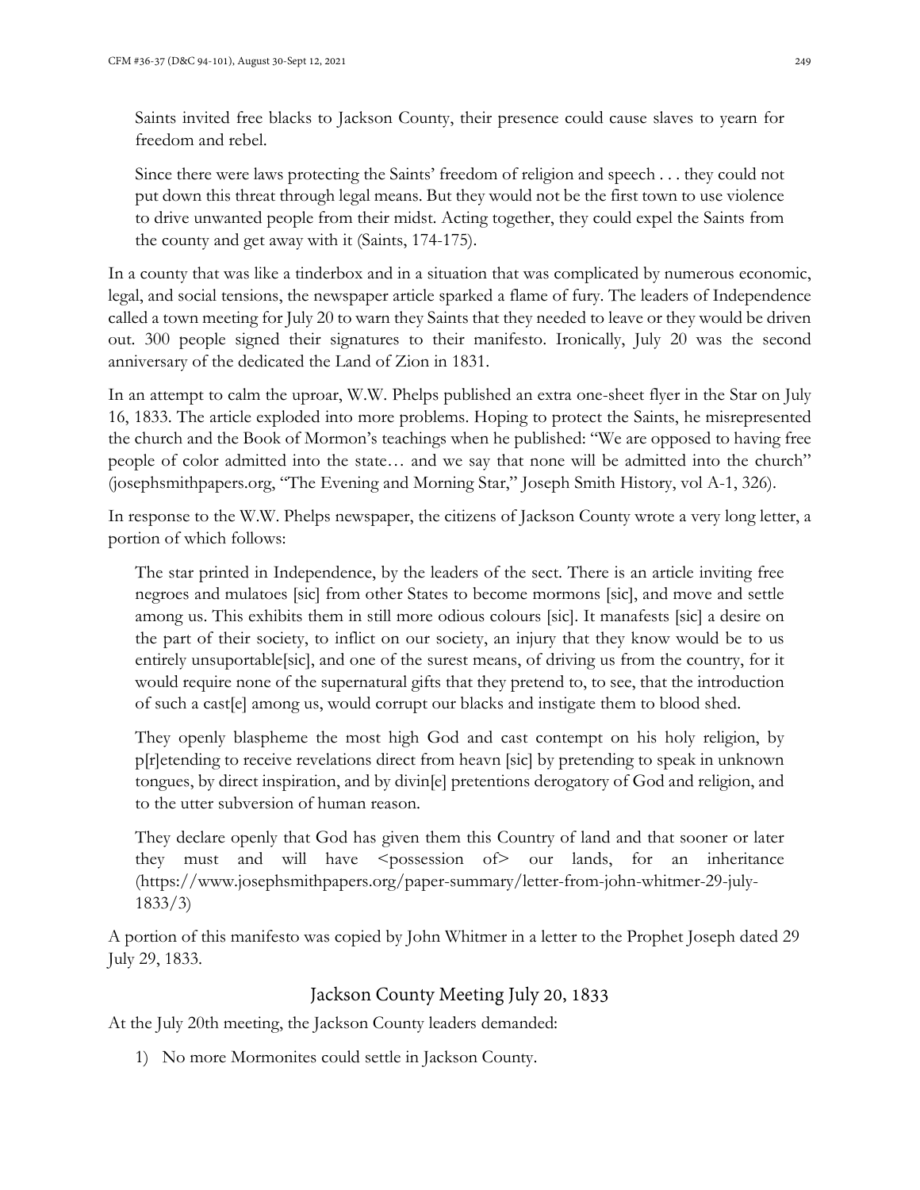Saints invited free blacks to Jackson County, their presence could cause slaves to yearn for freedom and rebel.

> Since there were laws protecting the Saints' freedom of religion and speech . . . they could not put down this threat through legal means. But they would not be the first town to use violence to drive unwanted people from their midst. Acting together, they could expel the Saints from the county and get away with it (Saints, 174-175).

In a county that was like a tinderbox and in a situation that was complicated by numerous economic, legal, and social tensions, the newspaper article sparked a flame of fury. The leaders of Independence called a town meeting for July 20 to warn they Saints that they needed to leave or they would be driven out. 300 people signed their signatures to their manifesto. Ironically, July 20 was the second anniversary of the dedicated the Land of Zion in 1831.

In an attempt to calm the uproar, W.W. Phelps published an extra one-sheet flyer in the Star on July 16, 1833. The article exploded into more problems. Hoping to protect the Saints, he misrepresented the church and the Book of Mormon's teachings when he published: "We are opposed to having free people of color admitted into the state… and we say that none will be admitted into the church" (josephsmithpapers.org, "The Evening and Morning Star," Joseph Smith History, vol A-1, 326).

In response to the W.W. Phelps newspaper, the citizens of Jackson County wrote a very long letter, a portion of which follows:

> The star printed in Independence, by the leaders of the sect. There is an article inviting free negroes and mulatoes [sic] from other States to become mormons [sic], and move and settle among us. This exhibits them in still more odious colours [sic]. It manafests [sic] a desire on the part of their society, to inflict on our society, an injury that they know would be to us entirely unsuportable[sic], and one of the surest means, of driving us from the country, for it would require none of the supernatural gifts that they pretend to, to see, that the introduction of such a cast[e] among us, would corrupt our blacks and instigate them to blood shed.
>
> They openly blaspheme the most high God and cast contempt on his holy religion, by p[r]etending to receive revelations direct from heavn [sic] by pretending to speak in unknown tongues, by direct inspiration, and by divin[e] pretentions derogatory of God and religion, and to the utter subversion of human reason.
>
> They declare openly that God has given them this Country of land and that sooner or later they must and will have <possession of> our lands, for an inheritance (https://www.josephsmithpapers.org/paper-summary/letter-from-john-whitmer-29-july-1833/3)

A portion of this manifesto was copied by John Whitmer in a letter to the Prophet Joseph dated 29 July 29, 1833.

## Jackson County Meeting July 20, 1833

At the July 20th meeting, the Jackson County leaders demanded:

1) No more Mormonites could settle in Jackson County.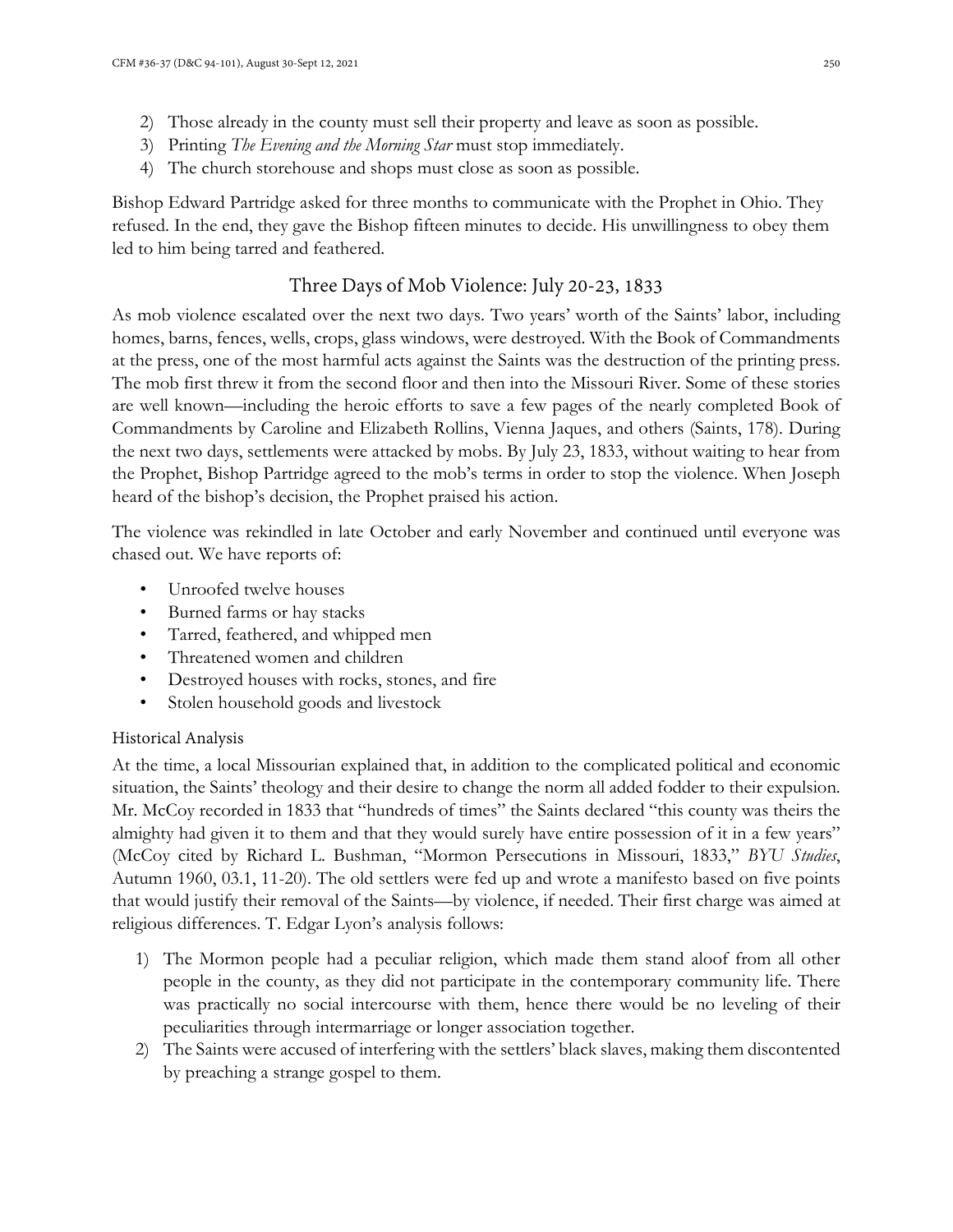2) Those already in the county must sell their property and leave as soon as possible.
3) Printing *The Evening and the Morning Star* must stop immediately.
4) The church storehouse and shops must close as soon as possible.

Bishop Edward Partridge asked for three months to communicate with the Prophet in Ohio. They refused. In the end, they gave the Bishop fifteen minutes to decide. His unwillingness to obey them led to him being tarred and feathered.

## Three Days of Mob Violence: July 20-23, 1833

As mob violence escalated over the next two days. Two years' worth of the Saints' labor, including homes, barns, fences, wells, crops, glass windows, were destroyed. With the Book of Commandments at the press, one of the most harmful acts against the Saints was the destruction of the printing press. The mob first threw it from the second floor and then into the Missouri River. Some of these stories are well known—including the heroic efforts to save a few pages of the nearly completed Book of Commandments by Caroline and Elizabeth Rollins, Vienna Jaques, and others (Saints, 178). During the next two days, settlements were attacked by mobs. By July 23, 1833, without waiting to hear from the Prophet, Bishop Partridge agreed to the mob's terms in order to stop the violence. When Joseph heard of the bishop's decision, the Prophet praised his action.

The violence was rekindled in late October and early November and continued until everyone was chased out. We have reports of:

- Unroofed twelve houses
- Burned farms or hay stacks
- Tarred, feathered, and whipped men
- Threatened women and children
- Destroyed houses with rocks, stones, and fire
- Stolen household goods and livestock

### Historical Analysis

At the time, a local Missourian explained that, in addition to the complicated political and economic situation, the Saints' theology and their desire to change the norm all added fodder to their expulsion. Mr. McCoy recorded in 1833 that "hundreds of times" the Saints declared "this county was theirs the almighty had given it to them and that they would surely have entire possession of it in a few years" (McCoy cited by Richard L. Bushman, "Mormon Persecutions in Missouri, 1833," *BYU Studies*, Autumn 1960, 03.1, 11-20). The old settlers were fed up and wrote a manifesto based on five points that would justify their removal of the Saints—by violence, if needed. Their first charge was aimed at religious differences. T. Edgar Lyon's analysis follows:

1) The Mormon people had a peculiar religion, which made them stand aloof from all other people in the county, as they did not participate in the contemporary community life. There was practically no social intercourse with them, hence there would be no leveling of their peculiarities through intermarriage or longer association together.
2) The Saints were accused of interfering with the settlers' black slaves, making them discontented by preaching a strange gospel to them.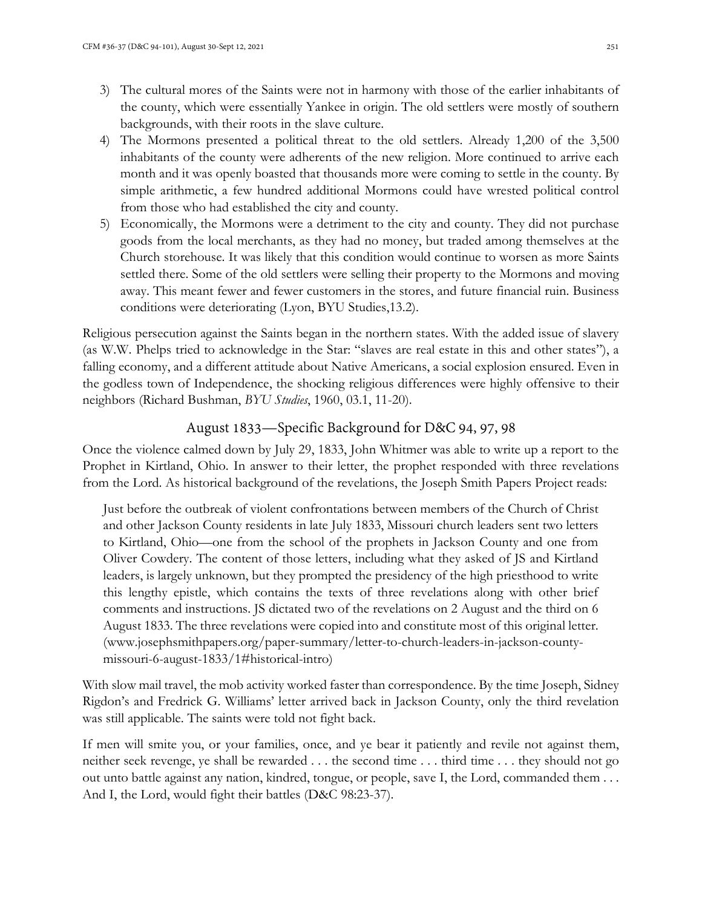3) The cultural mores of the Saints were not in harmony with those of the earlier inhabitants of the county, which were essentially Yankee in origin. The old settlers were mostly of southern backgrounds, with their roots in the slave culture.
4) The Mormons presented a political threat to the old settlers. Already 1,200 of the 3,500 inhabitants of the county were adherents of the new religion. More continued to arrive each month and it was openly boasted that thousands more were coming to settle in the county. By simple arithmetic, a few hundred additional Mormons could have wrested political control from those who had established the city and county.
5) Economically, the Mormons were a detriment to the city and county. They did not purchase goods from the local merchants, as they had no money, but traded among themselves at the Church storehouse. It was likely that this condition would continue to worsen as more Saints settled there. Some of the old settlers were selling their property to the Mormons and moving away. This meant fewer and fewer customers in the stores, and future financial ruin. Business conditions were deteriorating (Lyon, BYU Studies,13.2).

Religious persecution against the Saints began in the northern states. With the added issue of slavery (as W.W. Phelps tried to acknowledge in the Star: "slaves are real estate in this and other states"), a falling economy, and a different attitude about Native Americans, a social explosion ensured. Even in the godless town of Independence, the shocking religious differences were highly offensive to their neighbors (Richard Bushman, *BYU Studies*, 1960, 03.1, 11-20).

## August 1833—Specific Background for D&C 94, 97, 98

Once the violence calmed down by July 29, 1833, John Whitmer was able to write up a report to the Prophet in Kirtland, Ohio. In answer to their letter, the prophet responded with three revelations from the Lord. As historical background of the revelations, the Joseph Smith Papers Project reads:

> Just before the outbreak of violent confrontations between members of the Church of Christ and other Jackson County residents in late July 1833, Missouri church leaders sent two letters to Kirtland, Ohio—one from the school of the prophets in Jackson County and one from Oliver Cowdery. The content of those letters, including what they asked of JS and Kirtland leaders, is largely unknown, but they prompted the presidency of the high priesthood to write this lengthy epistle, which contains the texts of three revelations along with other brief comments and instructions. JS dictated two of the revelations on 2 August and the third on 6 August 1833. The three revelations were copied into and constitute most of this original letter. (www.josephsmithpapers.org/paper-summary/letter-to-church-leaders-in-jackson-county-missouri-6-august-1833/1#historical-intro)

With slow mail travel, the mob activity worked faster than correspondence. By the time Joseph, Sidney Rigdon's and Fredrick G. Williams' letter arrived back in Jackson County, only the third revelation was still applicable. The saints were told not fight back.

If men will smite you, or your families, once, and ye bear it patiently and revile not against them, neither seek revenge, ye shall be rewarded . . . the second time . . . third time . . . they should not go out unto battle against any nation, kindred, tongue, or people, save I, the Lord, commanded them . . . And I, the Lord, would fight their battles (D&C 98:23-37).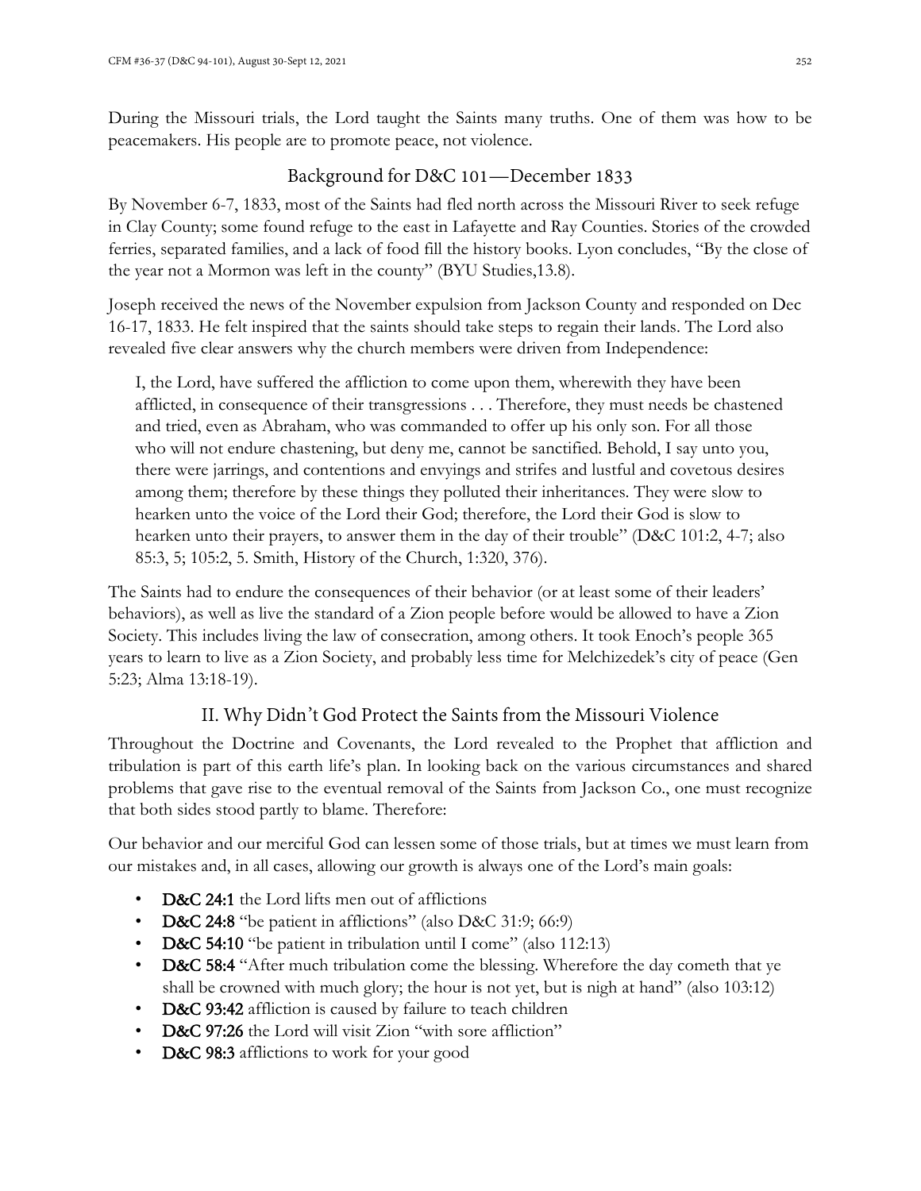During the Missouri trials, the Lord taught the Saints many truths. One of them was how to be peacemakers. His people are to promote peace, not violence.

## Background for D&C 101—December 1833

By November 6-7, 1833, most of the Saints had fled north across the Missouri River to seek refuge in Clay County; some found refuge to the east in Lafayette and Ray Counties. Stories of the crowded ferries, separated families, and a lack of food fill the history books. Lyon concludes, "By the close of the year not a Mormon was left in the county" (BYU Studies,13.8).

Joseph received the news of the November expulsion from Jackson County and responded on Dec 16-17, 1833. He felt inspired that the saints should take steps to regain their lands. The Lord also revealed five clear answers why the church members were driven from Independence:

> I, the Lord, have suffered the affliction to come upon them, wherewith they have been afflicted, in consequence of their transgressions . . . Therefore, they must needs be chastened and tried, even as Abraham, who was commanded to offer up his only son. For all those who will not endure chastening, but deny me, cannot be sanctified. Behold, I say unto you, there were jarrings, and contentions and envyings and strifes and lustful and covetous desires among them; therefore by these things they polluted their inheritances. They were slow to hearken unto the voice of the Lord their God; therefore, the Lord their God is slow to hearken unto their prayers, to answer them in the day of their trouble" (D&C 101:2, 4-7; also 85:3, 5; 105:2, 5. Smith, History of the Church, 1:320, 376).

The Saints had to endure the consequences of their behavior (or at least some of their leaders' behaviors), as well as live the standard of a Zion people before would be allowed to have a Zion Society. This includes living the law of consecration, among others. It took Enoch's people 365 years to learn to live as a Zion Society, and probably less time for Melchizedek's city of peace (Gen 5:23; Alma 13:18-19).

## II. Why Didn't God Protect the Saints from the Missouri Violence

Throughout the Doctrine and Covenants, the Lord revealed to the Prophet that affliction and tribulation is part of this earth life's plan. In looking back on the various circumstances and shared problems that gave rise to the eventual removal of the Saints from Jackson Co., one must recognize that both sides stood partly to blame. Therefore:

Our behavior and our merciful God can lessen some of those trials, but at times we must learn from our mistakes and, in all cases, allowing our growth is always one of the Lord's main goals:

- **D&C 24:1** the Lord lifts men out of afflictions
- **D&C 24:8** "be patient in afflictions" (also D&C 31:9; 66:9)
- **D&C 54:10** "be patient in tribulation until I come" (also 112:13)
- **D&C 58:4** "After much tribulation come the blessing. Wherefore the day cometh that ye shall be crowned with much glory; the hour is not yet, but is nigh at hand" (also 103:12)
- **D&C 93:42** affliction is caused by failure to teach children
- **D&C 97:26** the Lord will visit Zion "with sore affliction"
- **D&C 98:3** afflictions to work for your good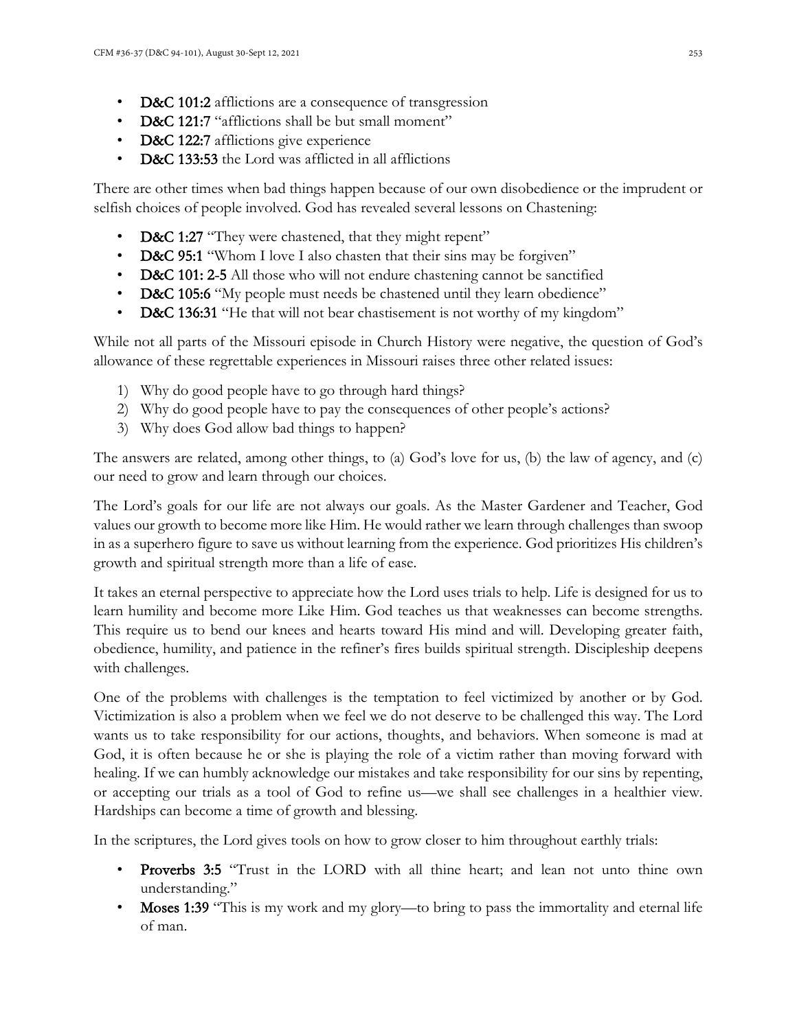- **D&C 101:2** afflictions are a consequence of transgression
- **D&C 121:7** "afflictions shall be but small moment"
- **D&C 122:7** afflictions give experience
- **D&C 133:53** the Lord was afflicted in all afflictions

There are other times when bad things happen because of our own disobedience or the imprudent or selfish choices of people involved. God has revealed several lessons on Chastening:

- **D&C 1:27** "They were chastened, that they might repent"
- **D&C 95:1** "Whom I love I also chasten that their sins may be forgiven"
- **D&C 101: 2-5** All those who will not endure chastening cannot be sanctified
- **D&C 105:6** "My people must needs be chastened until they learn obedience"
- **D&C 136:31** "He that will not bear chastisement is not worthy of my kingdom"

While not all parts of the Missouri episode in Church History were negative, the question of God's allowance of these regrettable experiences in Missouri raises three other related issues:

1) Why do good people have to go through hard things?
2) Why do good people have to pay the consequences of other people's actions?
3) Why does God allow bad things to happen?

The answers are related, among other things, to (a) God's love for us, (b) the law of agency, and (c) our need to grow and learn through our choices.

The Lord's goals for our life are not always our goals. As the Master Gardener and Teacher, God values our growth to become more like Him. He would rather we learn through challenges than swoop in as a superhero figure to save us without learning from the experience. God prioritizes His children's growth and spiritual strength more than a life of ease.

It takes an eternal perspective to appreciate how the Lord uses trials to help. Life is designed for us to learn humility and become more Like Him. God teaches us that weaknesses can become strengths. This require us to bend our knees and hearts toward His mind and will. Developing greater faith, obedience, humility, and patience in the refiner's fires builds spiritual strength. Discipleship deepens with challenges.

One of the problems with challenges is the temptation to feel victimized by another or by God. Victimization is also a problem when we feel we do not deserve to be challenged this way. The Lord wants us to take responsibility for our actions, thoughts, and behaviors. When someone is mad at God, it is often because he or she is playing the role of a victim rather than moving forward with healing. If we can humbly acknowledge our mistakes and take responsibility for our sins by repenting, or accepting our trials as a tool of God to refine us—we shall see challenges in a healthier view. Hardships can become a time of growth and blessing.

In the scriptures, the Lord gives tools on how to grow closer to him throughout earthly trials:

- **Proverbs 3:5** "Trust in the LORD with all thine heart; and lean not unto thine own understanding."
- **Moses 1:39** "This is my work and my glory—to bring to pass the immortality and eternal life of man.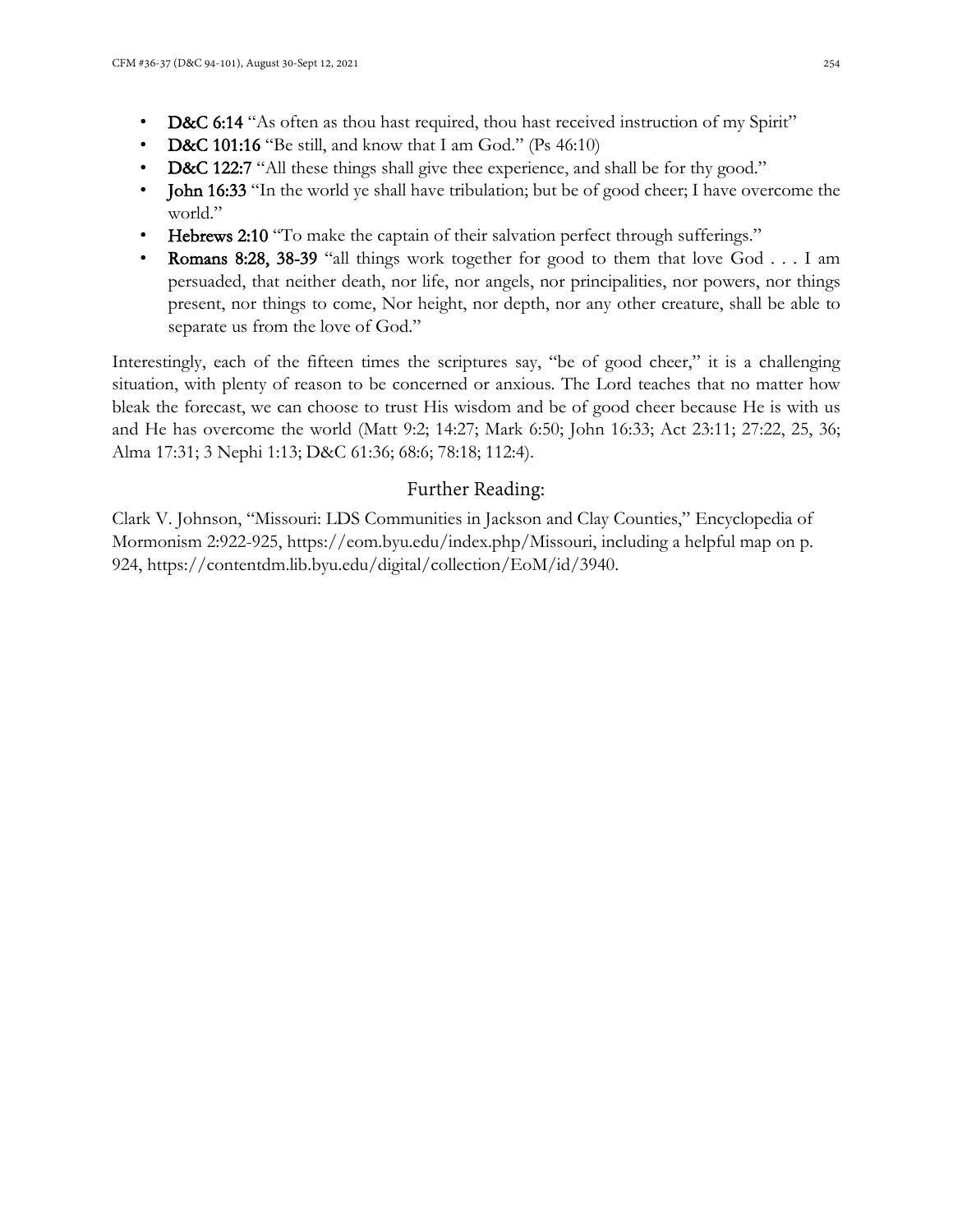- **D&C 6:14** "As often as thou hast required, thou hast received instruction of my Spirit"
- **D&C 101:16** "Be still, and know that I am God." (Ps 46:10)
- **D&C 122:7** "All these things shall give thee experience, and shall be for thy good."
- **John 16:33** "In the world ye shall have tribulation; but be of good cheer; I have overcome the world."
- **Hebrews 2:10** "To make the captain of their salvation perfect through sufferings."
- **Romans 8:28, 38-39** "all things work together for good to them that love God . . . I am persuaded, that neither death, nor life, nor angels, nor principalities, nor powers, nor things present, nor things to come, Nor height, nor depth, nor any other creature, shall be able to separate us from the love of God."

Interestingly, each of the fifteen times the scriptures say, "be of good cheer," it is a challenging situation, with plenty of reason to be concerned or anxious. The Lord teaches that no matter how bleak the forecast, we can choose to trust His wisdom and be of good cheer because He is with us and He has overcome the world (Matt 9:2; 14:27; Mark 6:50; John 16:33; Act 23:11; 27:22, 25, 36; Alma 17:31; 3 Nephi 1:13; D&C 61:36; 68:6; 78:18; 112:4).

## Further Reading:

Clark V. Johnson, "Missouri: LDS Communities in Jackson and Clay Counties," Encyclopedia of Mormonism 2:922-925, https://eom.byu.edu/index.php/Missouri, including a helpful map on p. 924, https://contentdm.lib.byu.edu/digital/collection/EoM/id/3940.